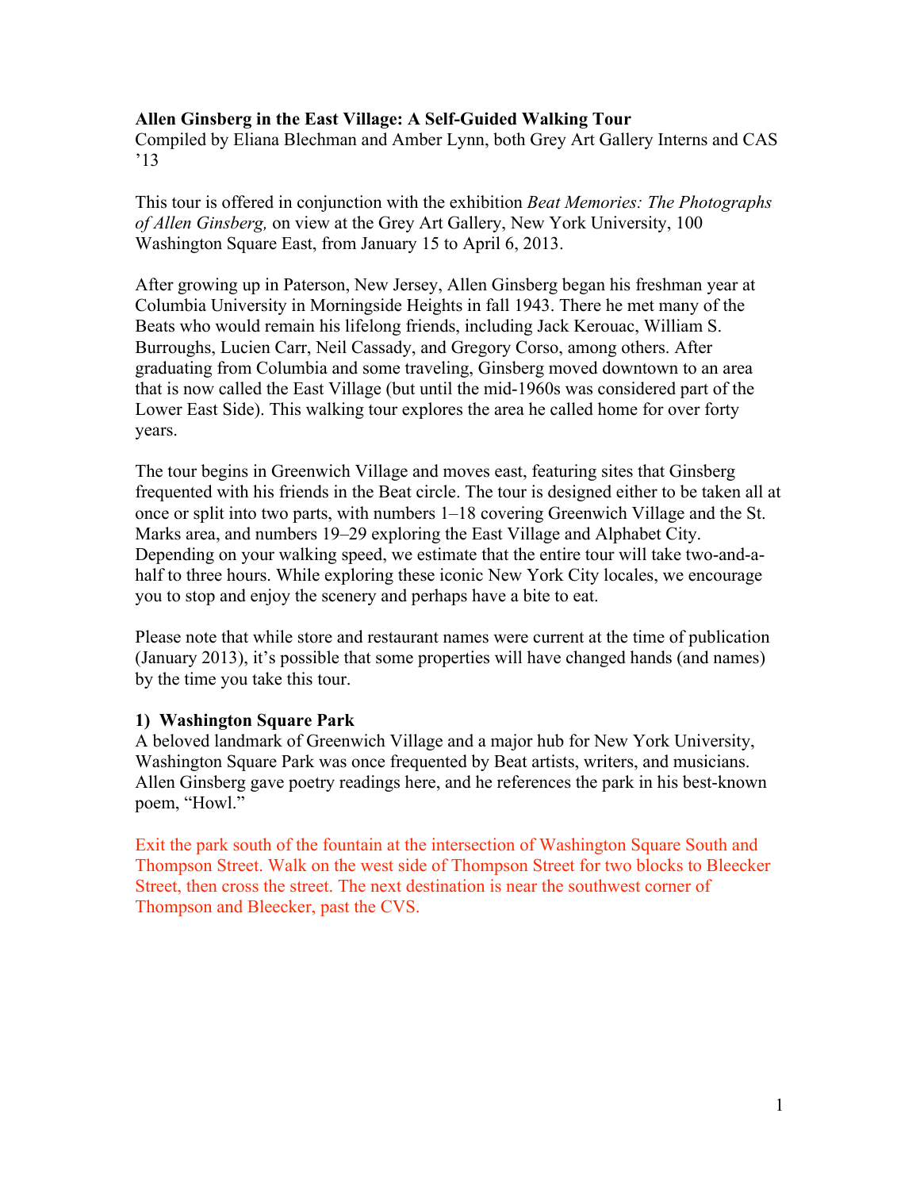# Allen Ginsberg in the East Village: A Self-Guided Walking Tour

Compiled by Eliana Blechman and Amber Lynn, both Grey Art Gallery Interns and CAS '13

This tour is offered in conjunction with the exhibition *Beat Memories: The Photographs of Allen Ginsberg,* on view at the Grey Art Gallery, New York University, 100 Washington Square East, from January 15 to April 6, 2013.

After growing up in Paterson, New Jersey, Allen Ginsberg began his freshman year at Columbia University in Morningside Heights in fall 1943. There he met many of the Beats who would remain his lifelong friends, including Jack Kerouac, William S. Burroughs, Lucien Carr, Neil Cassady, and Gregory Corso, among others. After graduating from Columbia and some traveling, Ginsberg moved downtown to an area that is now called the East Village (but until the mid-1960s was considered part of the Lower East Side). This walking tour explores the area he called home for over forty years.

The tour begins in Greenwich Village and moves east, featuring sites that Ginsberg frequented with his friends in the Beat circle. The tour is designed either to be taken all at once or split into two parts, with numbers 1–18 covering Greenwich Village and the St. Marks area, and numbers 19–29 exploring the East Village and Alphabet City. Depending on your walking speed, we estimate that the entire tour will take two-and-a-half to three hours. While exploring these iconic New York City locales, we encourage you to stop and enjoy the scenery and perhaps have a bite to eat.

Please note that while store and restaurant names were current at the time of publication (January 2013), it's possible that some properties will have changed hands (and names) by the time you take this tour.

### 1) Washington Square Park

A beloved landmark of Greenwich Village and a major hub for New York University, Washington Square Park was once frequented by Beat artists, writers, and musicians. Allen Ginsberg gave poetry readings here, and he references the park in his best-known poem, "Howl."

Exit the park south of the fountain at the intersection of Washington Square South and Thompson Street. Walk on the west side of Thompson Street for two blocks to Bleecker Street, then cross the street. The next destination is near the southwest corner of Thompson and Bleecker, past the CVS.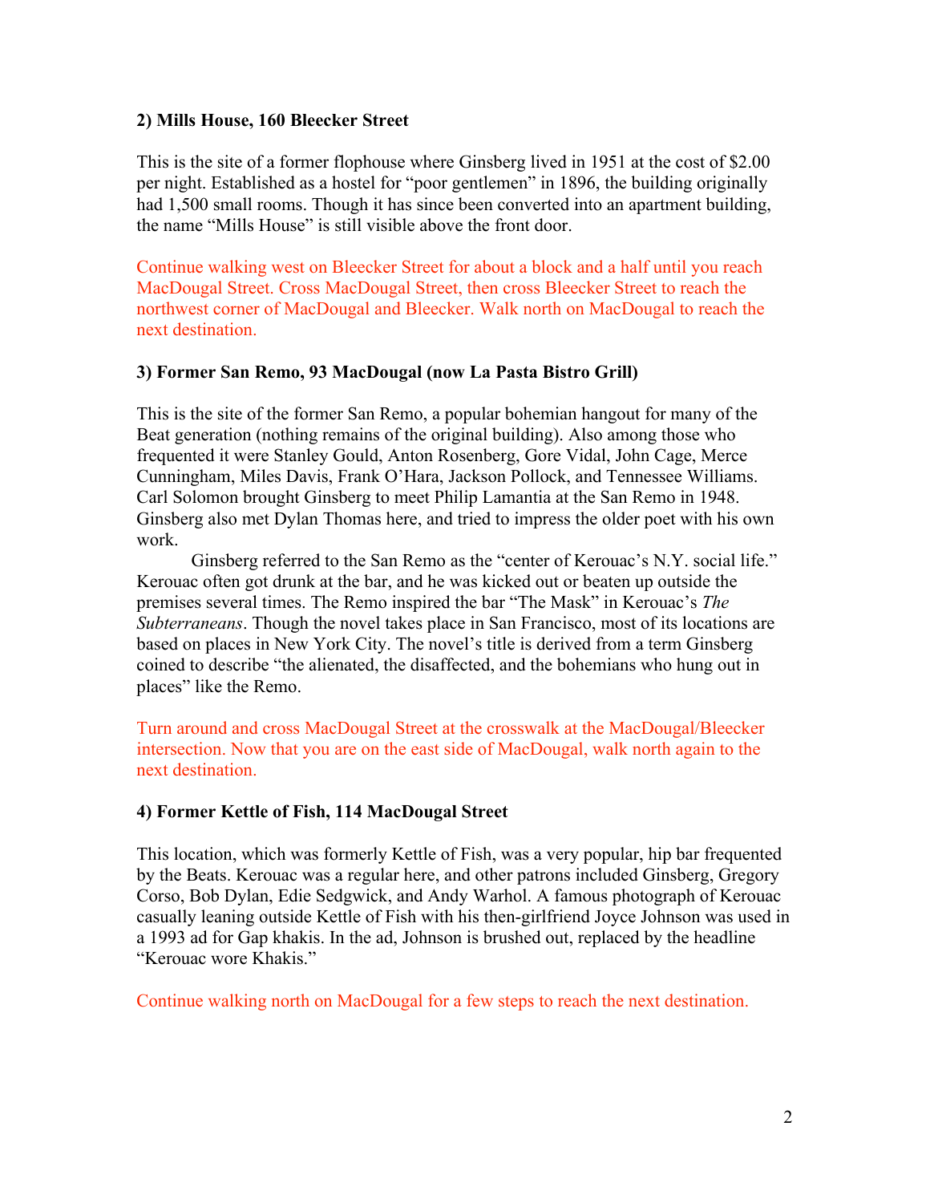**2) Mills House, 160 Bleecker Street**

This is the site of a former flophouse where Ginsberg lived in 1951 at the cost of $2.00 per night. Established as a hostel for "poor gentlemen" in 1896, the building originally had 1,500 small rooms. Though it has since been converted into an apartment building, the name "Mills House" is still visible above the front door.

Continue walking west on Bleecker Street for about a block and a half until you reach MacDougal Street. Cross MacDougal Street, then cross Bleecker Street to reach the northwest corner of MacDougal and Bleecker. Walk north on MacDougal to reach the next destination.

**3) Former San Remo, 93 MacDougal (now La Pasta Bistro Grill)**

This is the site of the former San Remo, a popular bohemian hangout for many of the Beat generation (nothing remains of the original building). Also among those who frequented it were Stanley Gould, Anton Rosenberg, Gore Vidal, John Cage, Merce Cunningham, Miles Davis, Frank O'Hara, Jackson Pollock, and Tennessee Williams. Carl Solomon brought Ginsberg to meet Philip Lamantia at the San Remo in 1948. Ginsberg also met Dylan Thomas here, and tried to impress the older poet with his own work.

Ginsberg referred to the San Remo as the "center of Kerouac's N.Y. social life." Kerouac often got drunk at the bar, and he was kicked out or beaten up outside the premises several times. The Remo inspired the bar "The Mask" in Kerouac's *The Subterraneans*. Though the novel takes place in San Francisco, most of its locations are based on places in New York City. The novel's title is derived from a term Ginsberg coined to describe "the alienated, the disaffected, and the bohemians who hung out in places" like the Remo.

Turn around and cross MacDougal Street at the crosswalk at the MacDougal/Bleecker intersection. Now that you are on the east side of MacDougal, walk north again to the next destination.

**4) Former Kettle of Fish, 114 MacDougal Street**

This location, which was formerly Kettle of Fish, was a very popular, hip bar frequented by the Beats. Kerouac was a regular here, and other patrons included Ginsberg, Gregory Corso, Bob Dylan, Edie Sedgwick, and Andy Warhol. A famous photograph of Kerouac casually leaning outside Kettle of Fish with his then-girlfriend Joyce Johnson was used in a 1993 ad for Gap khakis. In the ad, Johnson is brushed out, replaced by the headline "Kerouac wore Khakis."

Continue walking north on MacDougal for a few steps to reach the next destination.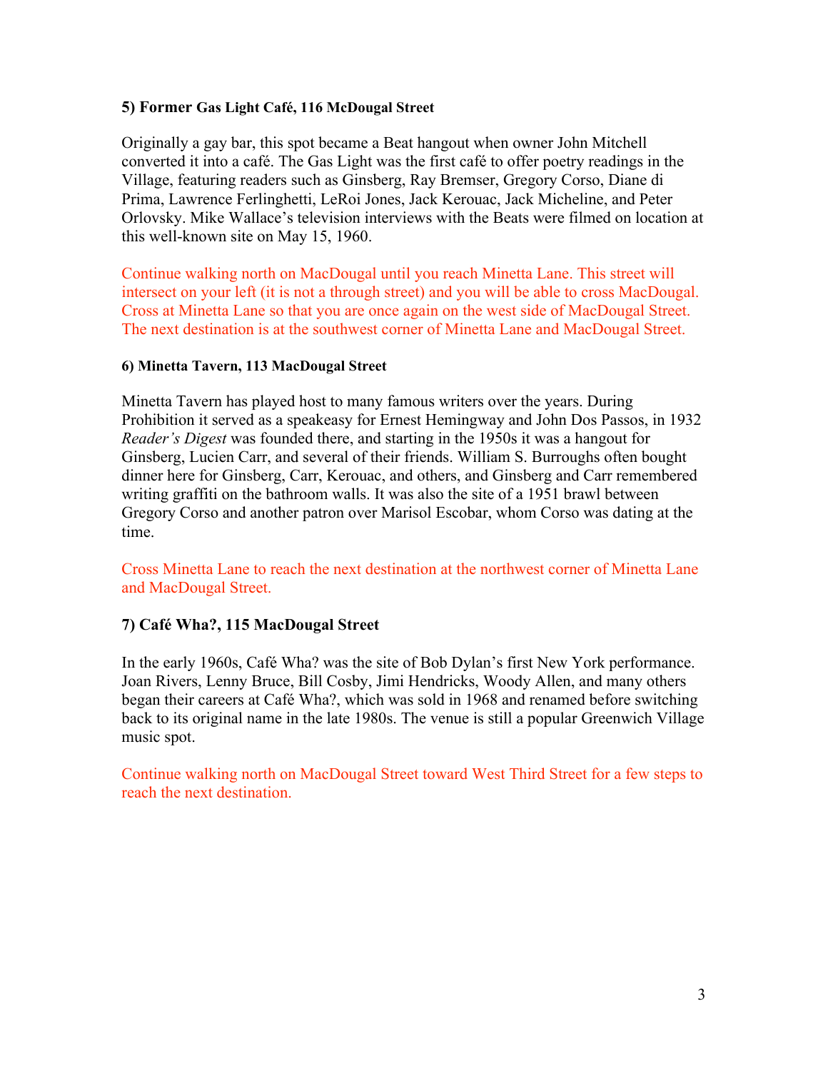### 5) Former Gas Light Café, 116 McDougal Street

Originally a gay bar, this spot became a Beat hangout when owner John Mitchell converted it into a café. The Gas Light was the first café to offer poetry readings in the Village, featuring readers such as Ginsberg, Ray Bremser, Gregory Corso, Diane di Prima, Lawrence Ferlinghetti, LeRoi Jones, Jack Kerouac, Jack Micheline, and Peter Orlovsky. Mike Wallace's television interviews with the Beats were filmed on location at this well-known site on May 15, 1960.

Continue walking north on MacDougal until you reach Minetta Lane. This street will intersect on your left (it is not a through street) and you will be able to cross MacDougal. Cross at Minetta Lane so that you are once again on the west side of MacDougal Street. The next destination is at the southwest corner of Minetta Lane and MacDougal Street.

### 6) Minetta Tavern, 113 MacDougal Street

Minetta Tavern has played host to many famous writers over the years. During Prohibition it served as a speakeasy for Ernest Hemingway and John Dos Passos, in 1932 *Reader's Digest* was founded there, and starting in the 1950s it was a hangout for Ginsberg, Lucien Carr, and several of their friends. William S. Burroughs often bought dinner here for Ginsberg, Carr, Kerouac, and others, and Ginsberg and Carr remembered writing graffiti on the bathroom walls. It was also the site of a 1951 brawl between Gregory Corso and another patron over Marisol Escobar, whom Corso was dating at the time.

Cross Minetta Lane to reach the next destination at the northwest corner of Minetta Lane and MacDougal Street.

### 7) Café Wha?, 115 MacDougal Street

In the early 1960s, Café Wha? was the site of Bob Dylan's first New York performance. Joan Rivers, Lenny Bruce, Bill Cosby, Jimi Hendricks, Woody Allen, and many others began their careers at Café Wha?, which was sold in 1968 and renamed before switching back to its original name in the late 1980s. The venue is still a popular Greenwich Village music spot.

Continue walking north on MacDougal Street toward West Third Street for a few steps to reach the next destination.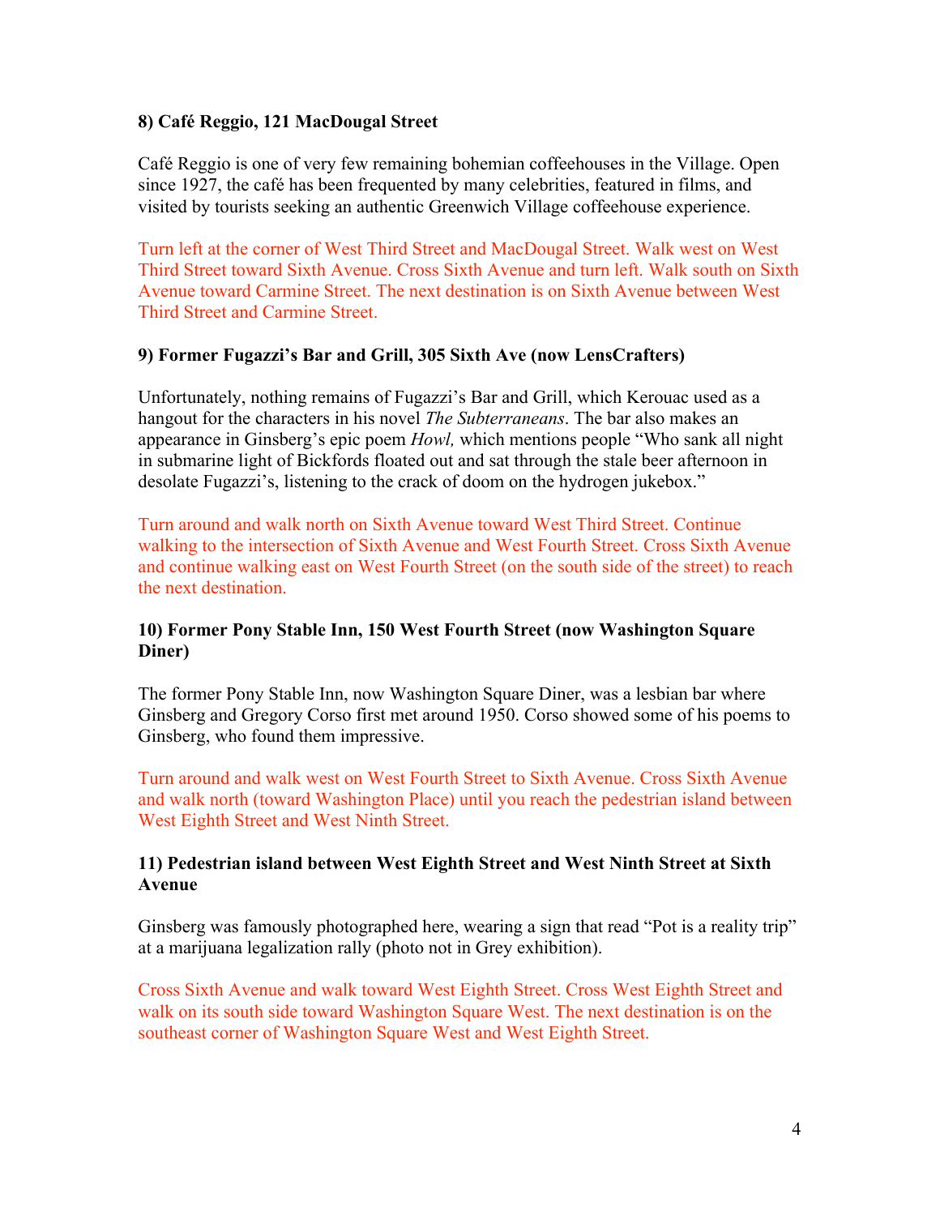**8) Café Reggio, 121 MacDougal Street**

Café Reggio is one of very few remaining bohemian coffeehouses in the Village. Open since 1927, the café has been frequented by many celebrities, featured in films, and visited by tourists seeking an authentic Greenwich Village coffeehouse experience.

Turn left at the corner of West Third Street and MacDougal Street. Walk west on West Third Street toward Sixth Avenue. Cross Sixth Avenue and turn left. Walk south on Sixth Avenue toward Carmine Street. The next destination is on Sixth Avenue between West Third Street and Carmine Street.

**9) Former Fugazzi's Bar and Grill, 305 Sixth Ave (now LensCrafters)**

Unfortunately, nothing remains of Fugazzi's Bar and Grill, which Kerouac used as a hangout for the characters in his novel *The Subterraneans*. The bar also makes an appearance in Ginsberg's epic poem *Howl,* which mentions people "Who sank all night in submarine light of Bickfords floated out and sat through the stale beer afternoon in desolate Fugazzi's, listening to the crack of doom on the hydrogen jukebox."

Turn around and walk north on Sixth Avenue toward West Third Street. Continue walking to the intersection of Sixth Avenue and West Fourth Street. Cross Sixth Avenue and continue walking east on West Fourth Street (on the south side of the street) to reach the next destination.

**10) Former Pony Stable Inn, 150 West Fourth Street (now Washington Square Diner)**

The former Pony Stable Inn, now Washington Square Diner, was a lesbian bar where Ginsberg and Gregory Corso first met around 1950. Corso showed some of his poems to Ginsberg, who found them impressive.

Turn around and walk west on West Fourth Street to Sixth Avenue. Cross Sixth Avenue and walk north (toward Washington Place) until you reach the pedestrian island between West Eighth Street and West Ninth Street.

**11) Pedestrian island between West Eighth Street and West Ninth Street at Sixth Avenue**

Ginsberg was famously photographed here, wearing a sign that read "Pot is a reality trip" at a marijuana legalization rally (photo not in Grey exhibition).

Cross Sixth Avenue and walk toward West Eighth Street. Cross West Eighth Street and walk on its south side toward Washington Square West. The next destination is on the southeast corner of Washington Square West and West Eighth Street.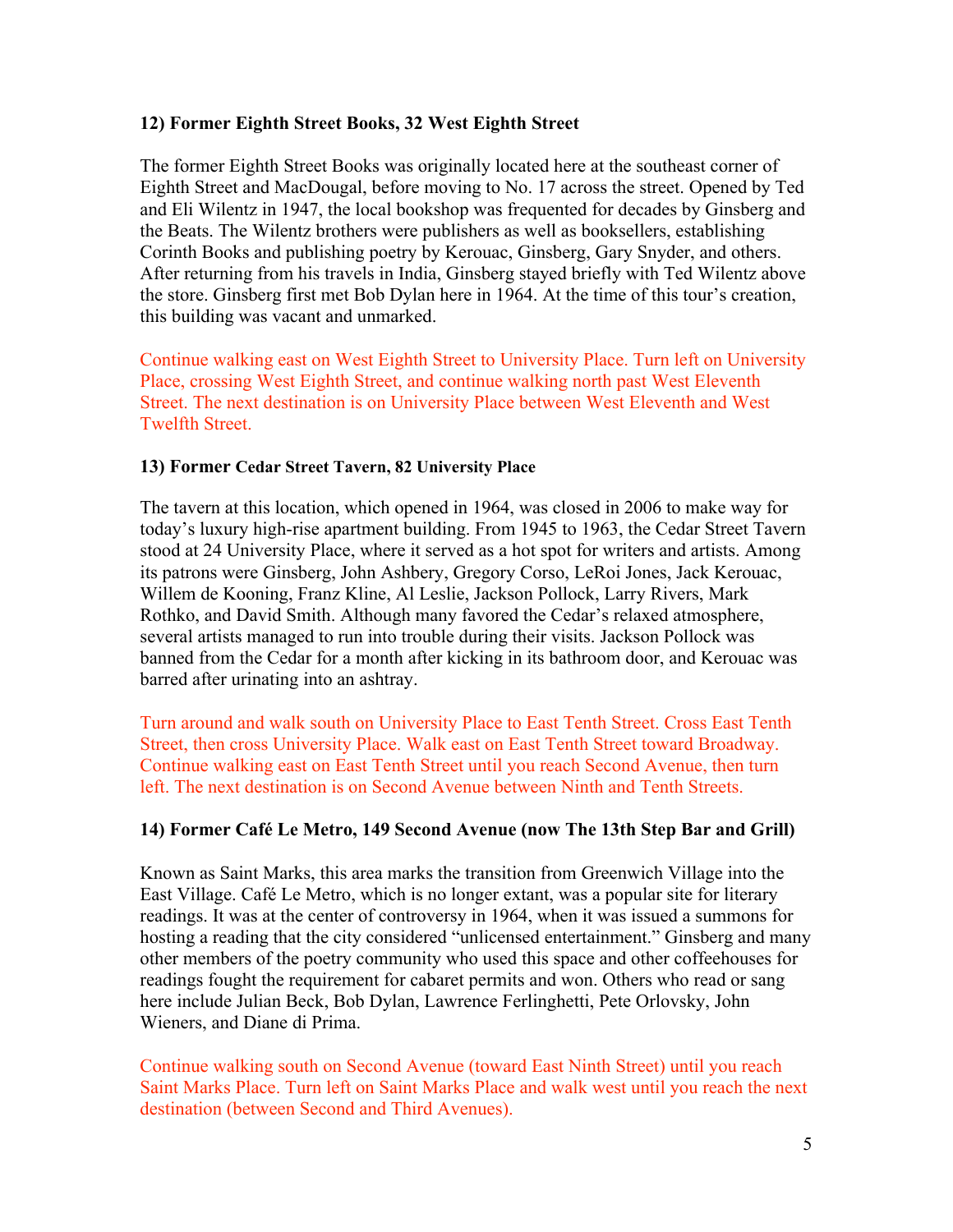### 12) Former Eighth Street Books, 32 West Eighth Street

The former Eighth Street Books was originally located here at the southeast corner of Eighth Street and MacDougal, before moving to No. 17 across the street. Opened by Ted and Eli Wilentz in 1947, the local bookshop was frequented for decades by Ginsberg and the Beats. The Wilentz brothers were publishers as well as booksellers, establishing Corinth Books and publishing poetry by Kerouac, Ginsberg, Gary Snyder, and others. After returning from his travels in India, Ginsberg stayed briefly with Ted Wilentz above the store. Ginsberg first met Bob Dylan here in 1964. At the time of this tour's creation, this building was vacant and unmarked.

Continue walking east on West Eighth Street to University Place. Turn left on University Place, crossing West Eighth Street, and continue walking north past West Eleventh Street. The next destination is on University Place between West Eleventh and West Twelfth Street.

### 13) Former Cedar Street Tavern, 82 University Place

The tavern at this location, which opened in 1964, was closed in 2006 to make way for today's luxury high-rise apartment building. From 1945 to 1963, the Cedar Street Tavern stood at 24 University Place, where it served as a hot spot for writers and artists. Among its patrons were Ginsberg, John Ashbery, Gregory Corso, LeRoi Jones, Jack Kerouac, Willem de Kooning, Franz Kline, Al Leslie, Jackson Pollock, Larry Rivers, Mark Rothko, and David Smith. Although many favored the Cedar's relaxed atmosphere, several artists managed to run into trouble during their visits. Jackson Pollock was banned from the Cedar for a month after kicking in its bathroom door, and Kerouac was barred after urinating into an ashtray.

Turn around and walk south on University Place to East Tenth Street. Cross East Tenth Street, then cross University Place. Walk east on East Tenth Street toward Broadway. Continue walking east on East Tenth Street until you reach Second Avenue, then turn left. The next destination is on Second Avenue between Ninth and Tenth Streets.

### 14) Former Café Le Metro, 149 Second Avenue (now The 13th Step Bar and Grill)

Known as Saint Marks, this area marks the transition from Greenwich Village into the East Village. Café Le Metro, which is no longer extant, was a popular site for literary readings. It was at the center of controversy in 1964, when it was issued a summons for hosting a reading that the city considered "unlicensed entertainment." Ginsberg and many other members of the poetry community who used this space and other coffeehouses for readings fought the requirement for cabaret permits and won. Others who read or sang here include Julian Beck, Bob Dylan, Lawrence Ferlinghetti, Pete Orlovsky, John Wieners, and Diane di Prima.

Continue walking south on Second Avenue (toward East Ninth Street) until you reach Saint Marks Place. Turn left on Saint Marks Place and walk west until you reach the next destination (between Second and Third Avenues).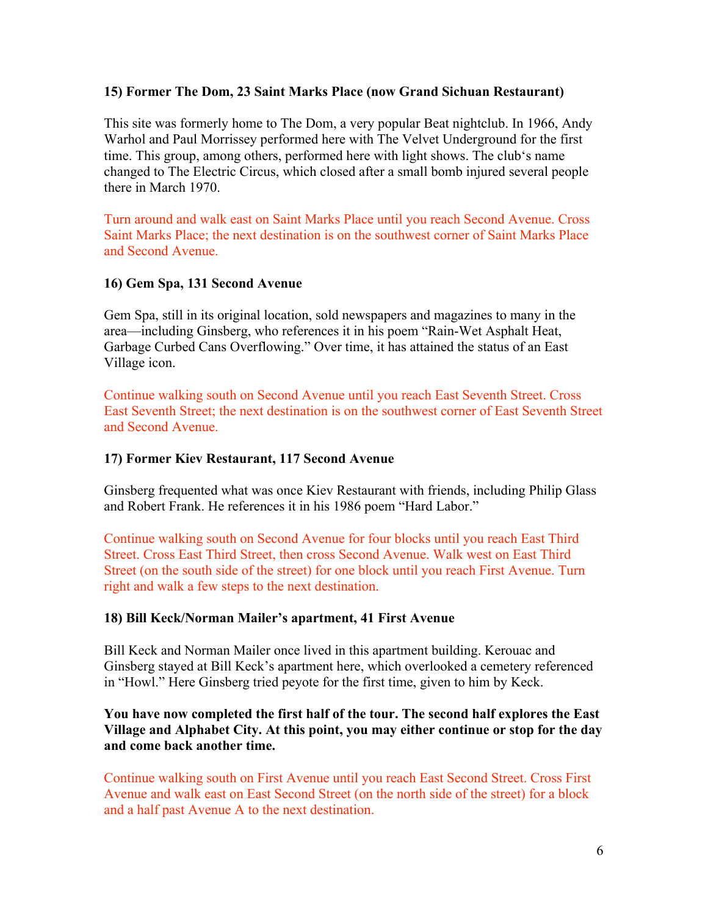**15) Former The Dom, 23 Saint Marks Place (now Grand Sichuan Restaurant)**

This site was formerly home to The Dom, a very popular Beat nightclub. In 1966, Andy Warhol and Paul Morrissey performed here with The Velvet Underground for the first time. This group, among others, performed here with light shows. The club's name changed to The Electric Circus, which closed after a small bomb injured several people there in March 1970.

Turn around and walk east on Saint Marks Place until you reach Second Avenue. Cross Saint Marks Place; the next destination is on the southwest corner of Saint Marks Place and Second Avenue.

**16) Gem Spa, 131 Second Avenue**

Gem Spa, still in its original location, sold newspapers and magazines to many in the area—including Ginsberg, who references it in his poem "Rain-Wet Asphalt Heat, Garbage Curbed Cans Overflowing." Over time, it has attained the status of an East Village icon.

Continue walking south on Second Avenue until you reach East Seventh Street. Cross East Seventh Street; the next destination is on the southwest corner of East Seventh Street and Second Avenue.

**17) Former Kiev Restaurant, 117 Second Avenue**

Ginsberg frequented what was once Kiev Restaurant with friends, including Philip Glass and Robert Frank. He references it in his 1986 poem "Hard Labor."

Continue walking south on Second Avenue for four blocks until you reach East Third Street. Cross East Third Street, then cross Second Avenue. Walk west on East Third Street (on the south side of the street) for one block until you reach First Avenue. Turn right and walk a few steps to the next destination.

**18) Bill Keck/Norman Mailer's apartment, 41 First Avenue**

Bill Keck and Norman Mailer once lived in this apartment building. Kerouac and Ginsberg stayed at Bill Keck's apartment here, which overlooked a cemetery referenced in "Howl." Here Ginsberg tried peyote for the first time, given to him by Keck.

**You have now completed the first half of the tour. The second half explores the East Village and Alphabet City. At this point, you may either continue or stop for the day and come back another time.**

Continue walking south on First Avenue until you reach East Second Street. Cross First Avenue and walk east on East Second Street (on the north side of the street) for a block and a half past Avenue A to the next destination.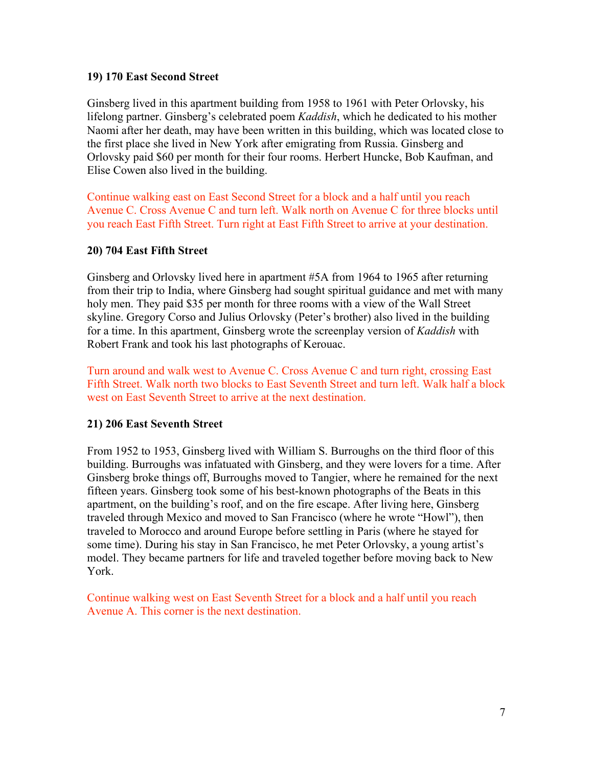**19) 170 East Second Street**

Ginsberg lived in this apartment building from 1958 to 1961 with Peter Orlovsky, his lifelong partner. Ginsberg's celebrated poem *Kaddish*, which he dedicated to his mother Naomi after her death, may have been written in this building, which was located close to the first place she lived in New York after emigrating from Russia. Ginsberg and Orlovsky paid $60 per month for their four rooms. Herbert Huncke, Bob Kaufman, and Elise Cowen also lived in the building.

Continue walking east on East Second Street for a block and a half until you reach Avenue C. Cross Avenue C and turn left. Walk north on Avenue C for three blocks until you reach East Fifth Street. Turn right at East Fifth Street to arrive at your destination.

**20) 704 East Fifth Street**

Ginsberg and Orlovsky lived here in apartment #5A from 1964 to 1965 after returning from their trip to India, where Ginsberg had sought spiritual guidance and met with many holy men. They paid $35 per month for three rooms with a view of the Wall Street skyline. Gregory Corso and Julius Orlovsky (Peter's brother) also lived in the building for a time. In this apartment, Ginsberg wrote the screenplay version of *Kaddish* with Robert Frank and took his last photographs of Kerouac.

Turn around and walk west to Avenue C. Cross Avenue C and turn right, crossing East Fifth Street. Walk north two blocks to East Seventh Street and turn left. Walk half a block west on East Seventh Street to arrive at the next destination.

**21) 206 East Seventh Street**

From 1952 to 1953, Ginsberg lived with William S. Burroughs on the third floor of this building. Burroughs was infatuated with Ginsberg, and they were lovers for a time. After Ginsberg broke things off, Burroughs moved to Tangier, where he remained for the next fifteen years. Ginsberg took some of his best-known photographs of the Beats in this apartment, on the building's roof, and on the fire escape. After living here, Ginsberg traveled through Mexico and moved to San Francisco (where he wrote "Howl"), then traveled to Morocco and around Europe before settling in Paris (where he stayed for some time). During his stay in San Francisco, he met Peter Orlovsky, a young artist's model. They became partners for life and traveled together before moving back to New York.

Continue walking west on East Seventh Street for a block and a half until you reach Avenue A. This corner is the next destination.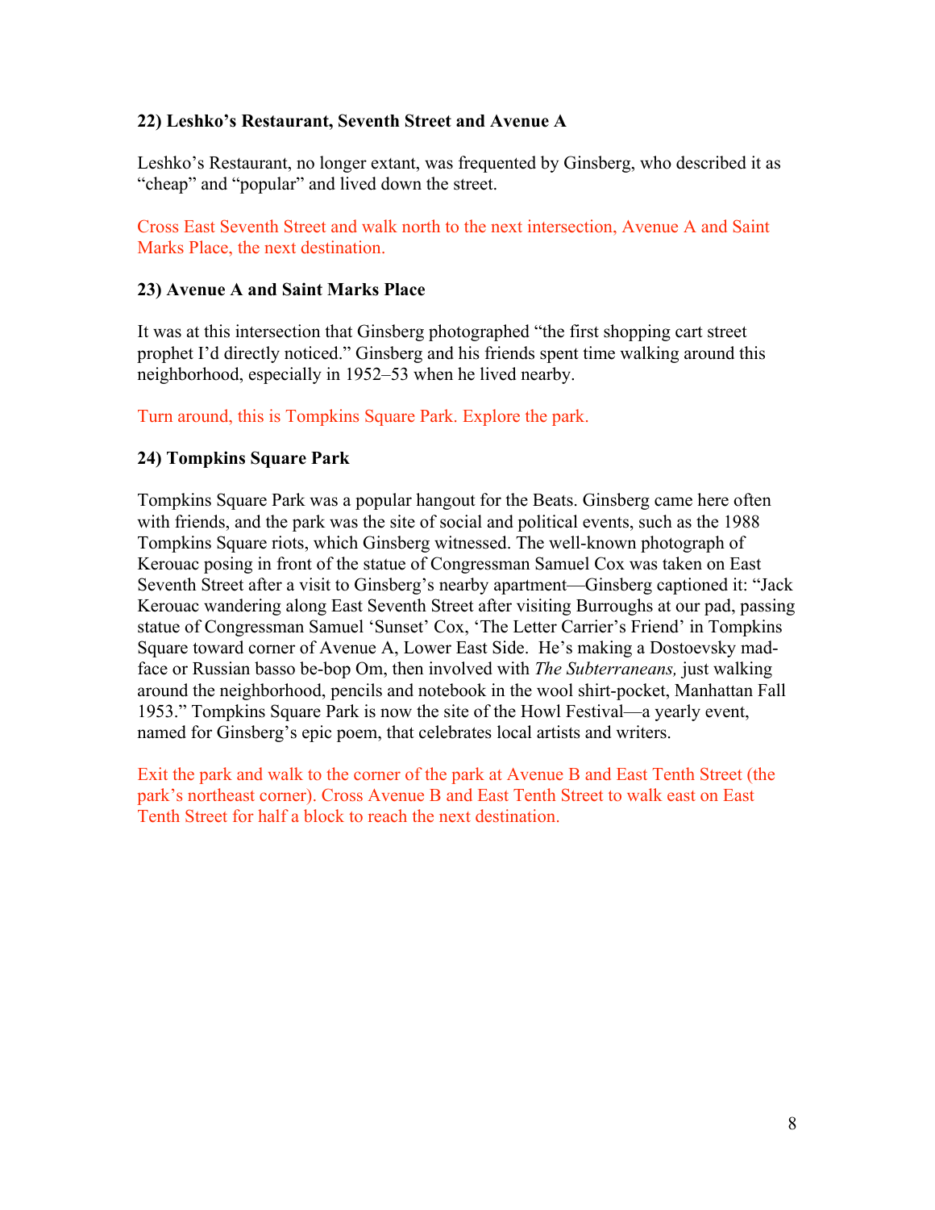**22) Leshko's Restaurant, Seventh Street and Avenue A**

Leshko's Restaurant, no longer extant, was frequented by Ginsberg, who described it as "cheap" and "popular" and lived down the street.

Cross East Seventh Street and walk north to the next intersection, Avenue A and Saint Marks Place, the next destination.

**23) Avenue A and Saint Marks Place**

It was at this intersection that Ginsberg photographed "the first shopping cart street prophet I'd directly noticed." Ginsberg and his friends spent time walking around this neighborhood, especially in 1952–53 when he lived nearby.

Turn around, this is Tompkins Square Park. Explore the park.

**24) Tompkins Square Park**

Tompkins Square Park was a popular hangout for the Beats. Ginsberg came here often with friends, and the park was the site of social and political events, such as the 1988 Tompkins Square riots, which Ginsberg witnessed. The well-known photograph of Kerouac posing in front of the statue of Congressman Samuel Cox was taken on East Seventh Street after a visit to Ginsberg's nearby apartment—Ginsberg captioned it: "Jack Kerouac wandering along East Seventh Street after visiting Burroughs at our pad, passing statue of Congressman Samuel 'Sunset' Cox, 'The Letter Carrier's Friend' in Tompkins Square toward corner of Avenue A, Lower East Side. He's making a Dostoevsky mad-face or Russian basso be-bop Om, then involved with *The Subterraneans,* just walking around the neighborhood, pencils and notebook in the wool shirt-pocket, Manhattan Fall 1953." Tompkins Square Park is now the site of the Howl Festival—a yearly event, named for Ginsberg's epic poem, that celebrates local artists and writers.

Exit the park and walk to the corner of the park at Avenue B and East Tenth Street (the park's northeast corner). Cross Avenue B and East Tenth Street to walk east on East Tenth Street for half a block to reach the next destination.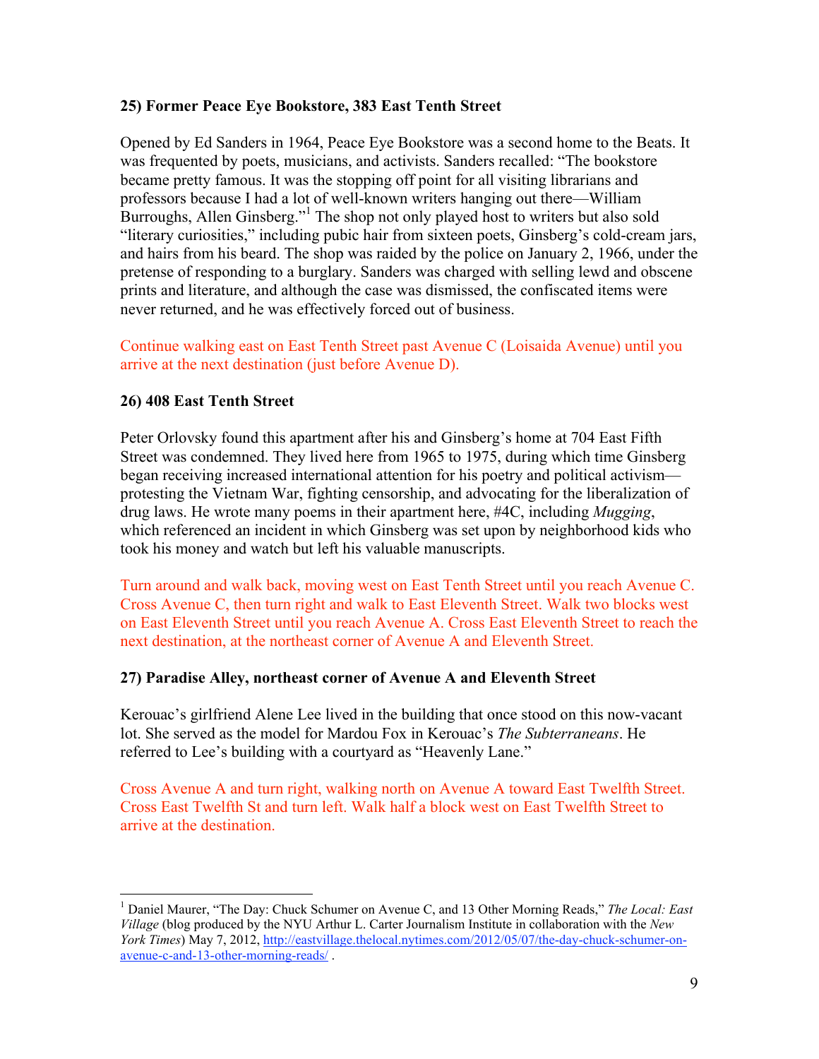### 25) Former Peace Eye Bookstore, 383 East Tenth Street

Opened by Ed Sanders in 1964, Peace Eye Bookstore was a second home to the Beats. It was frequented by poets, musicians, and activists. Sanders recalled: "The bookstore became pretty famous. It was the stopping off point for all visiting librarians and professors because I had a lot of well-known writers hanging out there—William Burroughs, Allen Ginsberg."[1] The shop not only played host to writers but also sold "literary curiosities," including pubic hair from sixteen poets, Ginsberg's cold-cream jars, and hairs from his beard. The shop was raided by the police on January 2, 1966, under the pretense of responding to a burglary. Sanders was charged with selling lewd and obscene prints and literature, and although the case was dismissed, the confiscated items were never returned, and he was effectively forced out of business.

Continue walking east on East Tenth Street past Avenue C (Loisaida Avenue) until you arrive at the next destination (just before Avenue D).

### 26) 408 East Tenth Street

Peter Orlovsky found this apartment after his and Ginsberg's home at 704 East Fifth Street was condemned. They lived here from 1965 to 1975, during which time Ginsberg began receiving increased international attention for his poetry and political activism—protesting the Vietnam War, fighting censorship, and advocating for the liberalization of drug laws. He wrote many poems in their apartment here, #4C, including *Mugging*, which referenced an incident in which Ginsberg was set upon by neighborhood kids who took his money and watch but left his valuable manuscripts.

Turn around and walk back, moving west on East Tenth Street until you reach Avenue C. Cross Avenue C, then turn right and walk to East Eleventh Street. Walk two blocks west on East Eleventh Street until you reach Avenue A. Cross East Eleventh Street to reach the next destination, at the northeast corner of Avenue A and Eleventh Street.

### 27) Paradise Alley, northeast corner of Avenue A and Eleventh Street

Kerouac's girlfriend Alene Lee lived in the building that once stood on this now-vacant lot. She served as the model for Mardou Fox in Kerouac's *The Subterraneans*. He referred to Lee's building with a courtyard as "Heavenly Lane."

Cross Avenue A and turn right, walking north on Avenue A toward East Twelfth Street. Cross East Twelfth St and turn left. Walk half a block west on East Twelfth Street to arrive at the destination.

---

[1] Daniel Maurer, "The Day: Chuck Schumer on Avenue C, and 13 Other Morning Reads," *The Local: East Village* (blog produced by the NYU Arthur L. Carter Journalism Institute in collaboration with the *New York Times*) May 7, 2012, http://eastvillage.thelocal.nytimes.com/2012/05/07/the-day-chuck-schumer-on-avenue-c-and-13-other-morning-reads/ .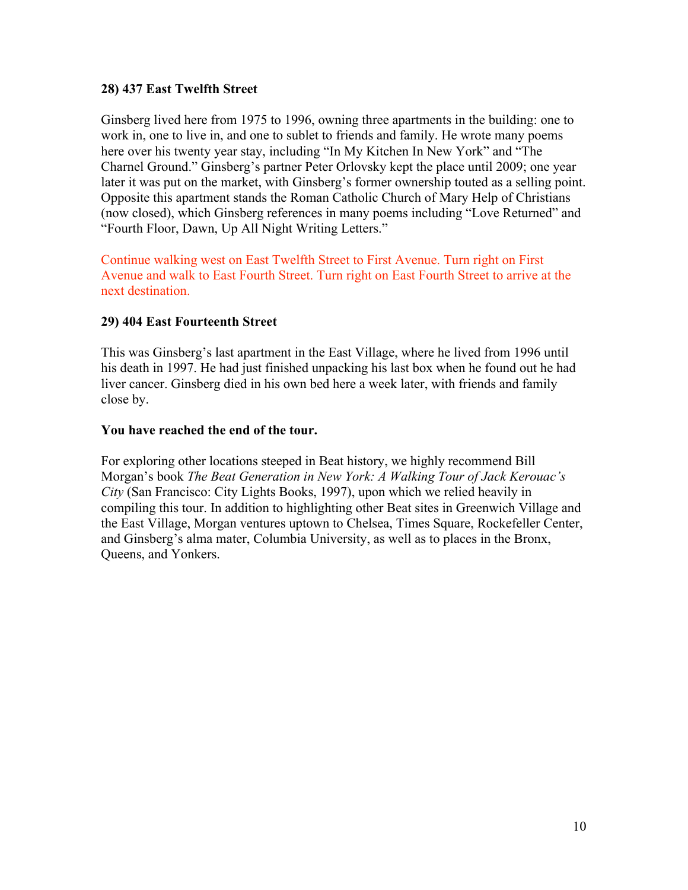**28) 437 East Twelfth Street**

Ginsberg lived here from 1975 to 1996, owning three apartments in the building: one to work in, one to live in, and one to sublet to friends and family. He wrote many poems here over his twenty year stay, including "In My Kitchen In New York" and "The Charnel Ground." Ginsberg's partner Peter Orlovsky kept the place until 2009; one year later it was put on the market, with Ginsberg's former ownership touted as a selling point. Opposite this apartment stands the Roman Catholic Church of Mary Help of Christians (now closed), which Ginsberg references in many poems including "Love Returned" and "Fourth Floor, Dawn, Up All Night Writing Letters."

Continue walking west on East Twelfth Street to First Avenue. Turn right on First Avenue and walk to East Fourth Street. Turn right on East Fourth Street to arrive at the next destination.

**29) 404 East Fourteenth Street**

This was Ginsberg's last apartment in the East Village, where he lived from 1996 until his death in 1997. He had just finished unpacking his last box when he found out he had liver cancer. Ginsberg died in his own bed here a week later, with friends and family close by.

**You have reached the end of the tour.**

For exploring other locations steeped in Beat history, we highly recommend Bill Morgan's book *The Beat Generation in New York: A Walking Tour of Jack Kerouac's City* (San Francisco: City Lights Books, 1997), upon which we relied heavily in compiling this tour. In addition to highlighting other Beat sites in Greenwich Village and the East Village, Morgan ventures uptown to Chelsea, Times Square, Rockefeller Center, and Ginsberg's alma mater, Columbia University, as well as to places in the Bronx, Queens, and Yonkers.